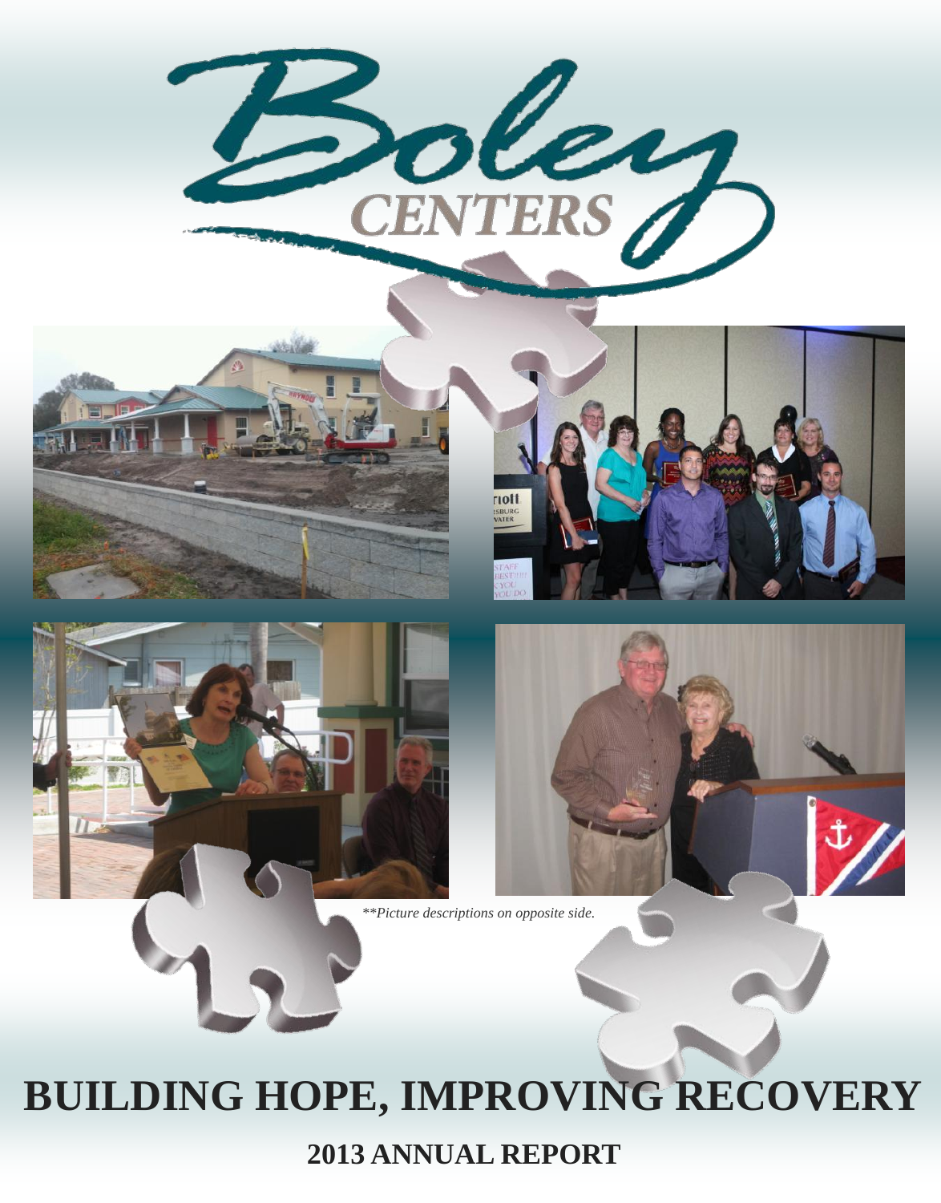# Boley CENTERS

*\*\*Picture descriptions on opposite side.*

# BUILDING HOPE, IMPROVING RECOVERY

## 2013 ANNUAL REPORT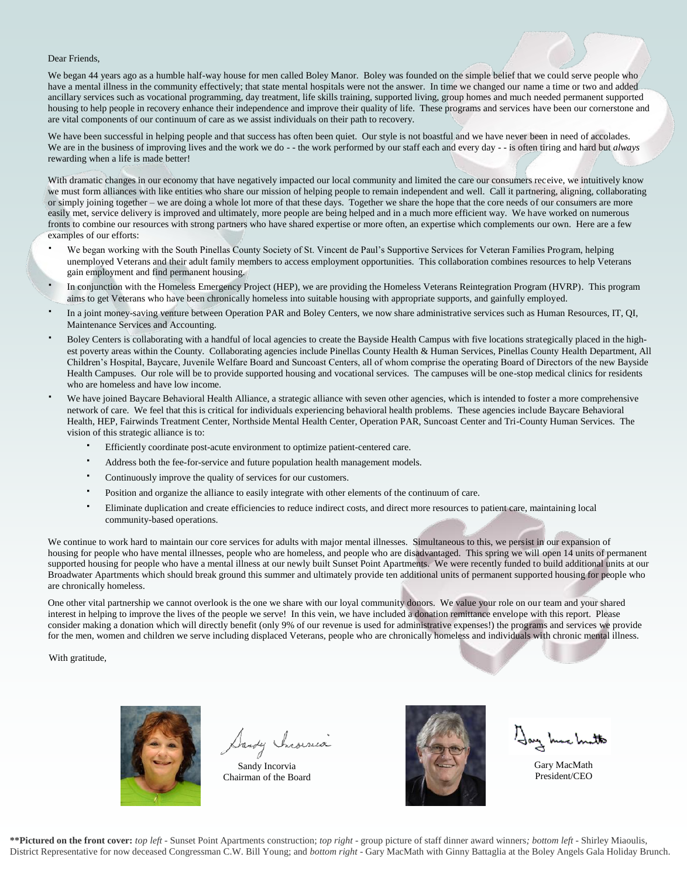Dear Friends,

We began 44 years ago as a humble half-way house for men called Boley Manor. Boley was founded on the simple belief that we could serve people who have a mental illness in the community effectively; that state mental hospitals were not the answer. In time we changed our name a time or two and added ancillary services such as vocational programming, day treatment, life skills training, supported living, group homes and much needed permanent supported housing to help people in recovery enhance their independence and improve their quality of life. These programs and services have been our cornerstone and are vital components of our continuum of care as we assist individuals on their path to recovery.

We have been successful in helping people and that success has often been quiet. Our style is not boastful and we have never been in need of accolades. We are in the business of improving lives and the work we do - - the work performed by our staff each and every day - - is often tiring and hard but *always* rewarding when a life is made better!

With dramatic changes in our economy that have negatively impacted our local community and limited the care our consumers receive, we intuitively know we must form alliances with like entities who share our mission of helping people to remain independent and well. Call it partnering, aligning, collaborating or simply joining together – we are doing a whole lot more of that these days. Together we share the hope that the core needs of our consumers are more easily met, service delivery is improved and ultimately, more people are being helped and in a much more efficient way. We have worked on numerous fronts to combine our resources with strong partners who have shared expertise or more often, an expertise which complements our own. Here are a few examples of our efforts:

- We began working with the South Pinellas County Society of St. Vincent de Paul's Supportive Services for Veteran Families Program, helping unemployed Veterans and their adult family members to access employment opportunities. This collaboration combines resources to help Veterans gain employment and find permanent housing.
- In conjunction with the Homeless Emergency Project (HEP), we are providing the Homeless Veterans Reintegration Program (HVRP). This program aims to get Veterans who have been chronically homeless into suitable housing with appropriate supports, and gainfully employed.
- In a joint money-saving venture between Operation PAR and Boley Centers, we now share administrative services such as Human Resources, IT, QI, Maintenance Services and Accounting.
- Boley Centers is collaborating with a handful of local agencies to create the Bayside Health Campus with five locations strategically placed in the highest poverty areas within the County. Collaborating agencies include Pinellas County Health & Human Services, Pinellas County Health Department, All Children's Hospital, Baycare, Juvenile Welfare Board and Suncoast Centers, all of whom comprise the operating Board of Directors of the new Bayside Health Campuses. Our role will be to provide supported housing and vocational services. The campuses will be one-stop medical clinics for residents who are homeless and have low income.
- We have joined Baycare Behavioral Health Alliance, a strategic alliance with seven other agencies, which is intended to foster a more comprehensive network of care. We feel that this is critical for individuals experiencing behavioral health problems. These agencies include Baycare Behavioral Health, HEP, Fairwinds Treatment Center, Northside Mental Health Center, Operation PAR, Suncoast Center and Tri-County Human Services. The vision of this strategic alliance is to:
  - Efficiently coordinate post-acute environment to optimize patient-centered care.
  - Address both the fee-for-service and future population health management models.
  - Continuously improve the quality of services for our customers.
  - Position and organize the alliance to easily integrate with other elements of the continuum of care.
  - Eliminate duplication and create efficiencies to reduce indirect costs, and direct more resources to patient care, maintaining local community-based operations.

We continue to work hard to maintain our core services for adults with major mental illnesses. Simultaneous to this, we persist in our expansion of housing for people who have mental illnesses, people who are homeless, and people who are disadvantaged. This spring we will open 14 units of permanent supported housing for people who have a mental illness at our newly built Sunset Point Apartments. We were recently funded to build additional units at our Broadwater Apartments which should break ground this summer and ultimately provide ten additional units of permanent supported housing for people who are chronically homeless.

One other vital partnership we cannot overlook is the one we share with our loyal community donors. We value your role on our team and your shared interest in helping to improve the lives of the people we serve! In this vein, we have included a donation remittance envelope with this report. Please consider making a donation which will directly benefit (only 9% of our revenue is used for administrative expenses!) the programs and services we provide for the men, women and children we serve including displaced Veterans, people who are chronically homeless and individuals with chronic mental illness.

With gratitude,

Sandy Incorvia
Chairman of the Board

Gary MacMath
President/CEO

**\*\*Pictured on the front cover:** *top left* - Sunset Point Apartments construction; *top right* - group picture of staff dinner award winners; *bottom left* - Shirley Miaoulis, District Representative for now deceased Congressman C.W. Bill Young; and *bottom right* - Gary MacMath with Ginny Battaglia at the Boley Angels Gala Holiday Brunch.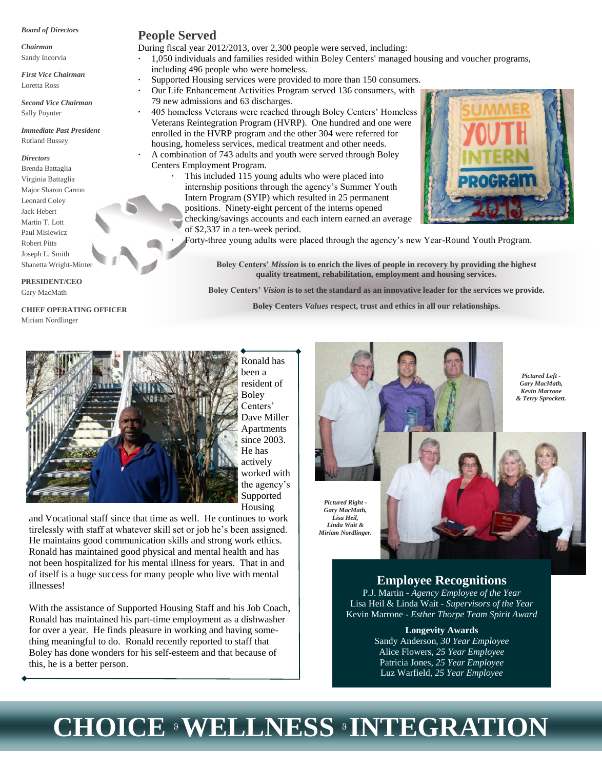***Board of Directors***

***Chairman***
Sandy Incorvia

***First Vice Chairman***
Loretta Ross

***Second Vice Chairman***
Sally Poynter

***Immediate Past President***
Rutland Bussey

***Directors***
Brenda Battaglia
Virginia Battaglia
Major Sharon Carron
Leonard Coley
Jack Hebert
Martin T. Lott
Paul Misiewicz
Robert Pitts
Joseph L. Smith
Shanetta Wright-Minter

**PRESIDENT/CEO**
Gary MacMath

**CHIEF OPERATING OFFICER**
Miriam Nordlinger

## People Served

During fiscal year 2012/2013, over 2,300 people were served, including:

- 1,050 individuals and families resided within Boley Centers' managed housing and voucher programs, including 496 people who were homeless.
- Supported Housing services were provided to more than 150 consumers.
- Our Life Enhancement Activities Program served 136 consumers, with 79 new admissions and 63 discharges.
- 405 homeless Veterans were reached through Boley Centers' Homeless Veterans Reintegration Program (HVRP). One hundred and one were enrolled in the HVRP program and the other 304 were referred for housing, homeless services, medical treatment and other needs.
- A combination of 743 adults and youth were served through Boley Centers Employment Program.
  - This included 115 young adults who were placed into internship positions through the agency's Summer Youth Intern Program (SYIP) which resulted in 25 permanent positions. Ninety-eight percent of the interns opened checking/savings accounts and each intern earned an average of $2,337 in a ten-week period.
  - Forty-three young adults were placed through the agency's new Year-Round Youth Program.

**Boley Centers' *Mission* is to enrich the lives of people in recovery by providing the highest quality treatment, rehabilitation, employment and housing services.**

**Boley Centers' *Vision* is to set the standard as an innovative leader for the services we provide.**

**Boley Centers *Values* respect, trust and ethics in all our relationships.**

Ronald has been a resident of Boley Centers' Dave Miller Apartments since 2003. He has actively worked with the agency's Supported Housing and Vocational staff since that time as well. He continues to work tirelessly with staff at whatever skill set or job he's been assigned. He maintains good communication skills and strong work ethics. Ronald has maintained good physical and mental health and has not been hospitalized for his mental illness for years. That in and of itself is a huge success for many people who live with mental illnesses!

With the assistance of Supported Housing Staff and his Job Coach, Ronald has maintained his part-time employment as a dishwasher for over a year. He finds pleasure in working and having something meaningful to do. Ronald recently reported to staff that Boley has done wonders for his self-esteem and that because of this, he is a better person.

***Pictured Left - Gary MacMath, Kevin Marrone & Terry Sprockett.***

***Pictured Right - Gary MacMath, Lisa Heil, Linda Wait & Miriam Nordlinger.***

## Employee Recognitions

P.J. Martin - *Agency Employee of the Year*
Lisa Heil & Linda Wait - *Supervisors of the Year*
Kevin Marrone - *Esther Thorpe Team Spirit Award*

**Longevity Awards**

Sandy Anderson, *30 Year Employee*
Alice Flowers, *25 Year Employee*
Patricia Jones, *25 Year Employee*
Luz Warfield, *25 Year Employee*

# CHOICE • WELLNESS • INTEGRATION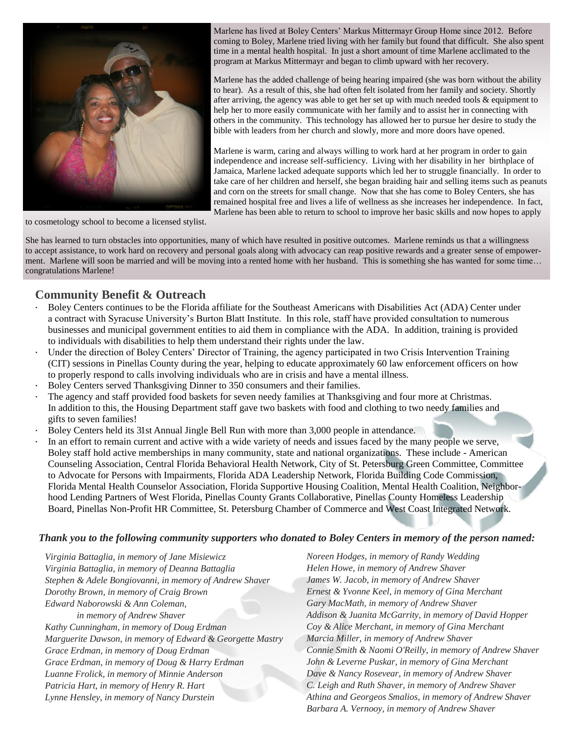Marlene has lived at Boley Centers' Markus Mittermayr Group Home since 2012. Before coming to Boley, Marlene tried living with her family but found that difficult. She also spent time in a mental health hospital. In just a short amount of time Marlene acclimated to the program at Markus Mittermayr and began to climb upward with her recovery.

Marlene has the added challenge of being hearing impaired (she was born without the ability to hear). As a result of this, she had often felt isolated from her family and society. Shortly after arriving, the agency was able to get her set up with much needed tools & equipment to help her to more easily communicate with her family and to assist her in connecting with others in the community. This technology has allowed her to pursue her desire to study the bible with leaders from her church and slowly, more and more doors have opened.

Marlene is warm, caring and always willing to work hard at her program in order to gain independence and increase self-sufficiency. Living with her disability in her birthplace of Jamaica, Marlene lacked adequate supports which led her to struggle financially. In order to take care of her children and herself, she began braiding hair and selling items such as peanuts and corn on the streets for small change. Now that she has come to Boley Centers, she has remained hospital free and lives a life of wellness as she increases her independence. In fact, Marlene has been able to return to school to improve her basic skills and now hopes to apply to cosmetology school to become a licensed stylist.

She has learned to turn obstacles into opportunities, many of which have resulted in positive outcomes. Marlene reminds us that a willingness to accept assistance, to work hard on recovery and personal goals along with advocacy can reap positive rewards and a greater sense of empowerment. Marlene will soon be married and will be moving into a rented home with her husband. This is something she has wanted for some time… congratulations Marlene!

## Community Benefit & Outreach

- Boley Centers continues to be the Florida affiliate for the Southeast Americans with Disabilities Act (ADA) Center under a contract with Syracuse University's Burton Blatt Institute. In this role, staff have provided consultation to numerous businesses and municipal government entities to aid them in compliance with the ADA. In addition, training is provided to individuals with disabilities to help them understand their rights under the law.
- Under the direction of Boley Centers' Director of Training, the agency participated in two Crisis Intervention Training (CIT) sessions in Pinellas County during the year, helping to educate approximately 60 law enforcement officers on how to properly respond to calls involving individuals who are in crisis and have a mental illness.
- Boley Centers served Thanksgiving Dinner to 350 consumers and their families.
- The agency and staff provided food baskets for seven needy families at Thanksgiving and four more at Christmas. In addition to this, the Housing Department staff gave two baskets with food and clothing to two needy families and gifts to seven families!
- Boley Centers held its 31st Annual Jingle Bell Run with more than 3,000 people in attendance.
- In an effort to remain current and active with a wide variety of needs and issues faced by the many people we serve, Boley staff hold active memberships in many community, state and national organizations. These include - American Counseling Association, Central Florida Behavioral Health Network, City of St. Petersburg Green Committee, Committee to Advocate for Persons with Impairments, Florida ADA Leadership Network, Florida Building Code Commission, Florida Mental Health Counselor Association, Florida Supportive Housing Coalition, Mental Health Coalition, Neighborhood Lending Partners of West Florida, Pinellas County Grants Collaborative, Pinellas County Homeless Leadership Board, Pinellas Non-Profit HR Committee, St. Petersburg Chamber of Commerce and West Coast Integrated Network.

***Thank you to the following community supporters who donated to Boley Centers in memory of the person named:***

*Virginia Battaglia, in memory of Jane Misiewicz*
*Virginia Battaglia, in memory of Deanna Battaglia*
*Stephen & Adele Bongiovanni, in memory of Andrew Shaver*
*Dorothy Brown, in memory of Craig Brown*
*Edward Naborowski & Ann Coleman, in memory of Andrew Shaver*
*Kathy Cunningham, in memory of Doug Erdman*
*Marguerite Dawson, in memory of Edward & Georgette Mastry*
*Grace Erdman, in memory of Doug Erdman*
*Grace Erdman, in memory of Doug & Harry Erdman*
*Luanne Frolick, in memory of Minnie Anderson*
*Patricia Hart, in memory of Henry R. Hart*
*Lynne Hensley, in memory of Nancy Durstein*
*Noreen Hodges, in memory of Randy Wedding*
*Helen Howe, in memory of Andrew Shaver*
*James W. Jacob, in memory of Andrew Shaver*
*Ernest & Yvonne Keel, in memory of Gina Merchant*
*Gary MacMath, in memory of Andrew Shaver*
*Addison & Juanita McGarrity, in memory of David Hopper*
*Coy & Alice Merchant, in memory of Gina Merchant*
*Marcia Miller, in memory of Andrew Shaver*
*Connie Smith & Naomi O'Reilly, in memory of Andrew Shaver*
*John & Leverne Puskar, in memory of Gina Merchant*
*Dave & Nancy Rosevear, in memory of Andrew Shaver*
*C. Leigh and Ruth Shaver, in memory of Andrew Shaver*
*Athina and Georgeos Smalios, in memory of Andrew Shaver*
*Barbara A. Vernooy, in memory of Andrew Shaver*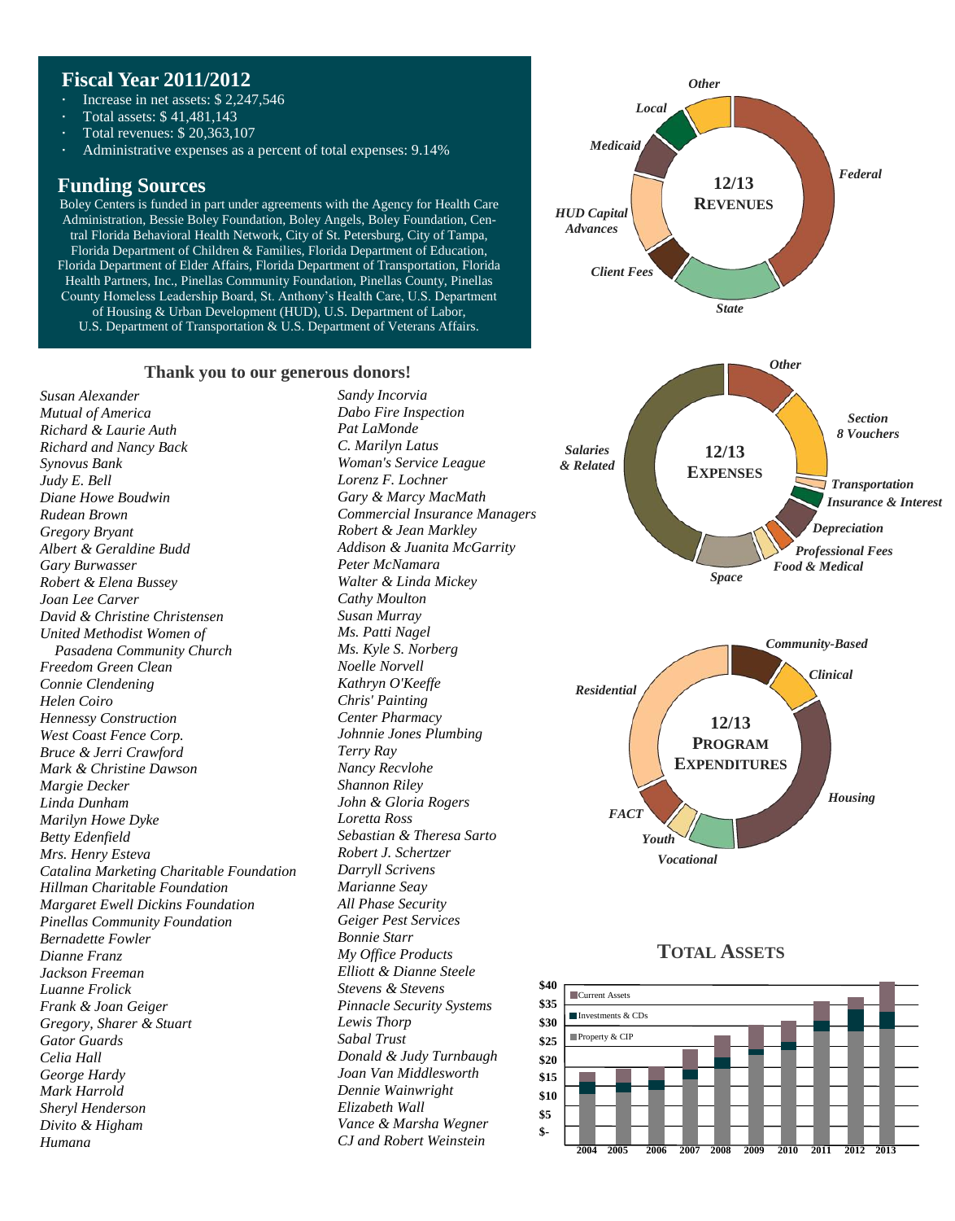## Fiscal Year 2011/2012

- Increase in net assets: $ 2,247,546
- Total assets: $ 41,481,143
- Total revenues: $ 20,363,107
- Administrative expenses as a percent of total expenses: 9.14%

## Funding Sources

Boley Centers is funded in part under agreements with the Agency for Health Care Administration, Bessie Boley Foundation, Boley Angels, Boley Foundation, Central Florida Behavioral Health Network, City of St. Petersburg, City of Tampa, Florida Department of Children & Families, Florida Department of Education, Florida Department of Elder Affairs, Florida Department of Transportation, Florida Health Partners, Inc., Pinellas Community Foundation, Pinellas County, Pinellas County Homeless Leadership Board, St. Anthony's Health Care, U.S. Department of Housing & Urban Development (HUD), U.S. Department of Labor, U.S. Department of Transportation & U.S. Department of Veterans Affairs.

### 12/13 Revenues

Federal, State, Client Fees, HUD Capital Advances, Medicaid, Local, Other

### 12/13 Expenses

Other, Section 8 Vouchers, Transportation, Insurance & Interest, Depreciation, Professional Fees, Food & Medical, Space, Salaries & Related

### 12/13 Program Expenditures

Community-Based, Clinical, Housing, Vocational, Youth, FACT, Residential

### Thank you to our generous donors!

*Susan Alexander*
*Mutual of America*
*Richard & Laurie Auth*
*Richard and Nancy Back*
*Synovus Bank*
*Judy E. Bell*
*Diane Howe Boudwin*
*Rudean Brown*
*Gregory Bryant*
*Albert & Geraldine Budd*
*Gary Burwasser*
*Robert & Elena Bussey*
*Joan Lee Carver*
*David & Christine Christensen*
*United Methodist Women of Pasadena Community Church*
*Freedom Green Clean*
*Connie Clendening*
*Helen Coiro*
*Hennessy Construction*
*West Coast Fence Corp.*
*Bruce & Jerri Crawford*
*Mark & Christine Dawson*
*Margie Decker*
*Linda Dunham*
*Marilyn Howe Dyke*
*Betty Edenfield*
*Mrs. Henry Esteva*
*Catalina Marketing Charitable Foundation*
*Hillman Charitable Foundation*
*Margaret Ewell Dickins Foundation*
*Pinellas Community Foundation*
*Bernadette Fowler*
*Dianne Franz*
*Jackson Freeman*
*Luanne Frolick*
*Frank & Joan Geiger*
*Gregory, Sharer & Stuart*
*Gator Guards*
*Celia Hall*
*George Hardy*
*Mark Harrold*
*Sheryl Henderson*
*Divito & Higham*
*Humana*
*Sandy Incorvia*
*Dabo Fire Inspection*
*Pat LaMonde*
*C. Marilyn Latus*
*Woman's Service League*
*Lorenz F. Lochner*
*Gary & Marcy MacMath*
*Commercial Insurance Managers*
*Robert & Jean Markley*
*Addison & Juanita McGarrity*
*Peter McNamara*
*Walter & Linda Mickey*
*Cathy Moulton*
*Susan Murray*
*Ms. Patti Nagel*
*Ms. Kyle S. Norberg*
*Noelle Norvell*
*Kathryn O'Keeffe*
*Chris' Painting*
*Center Pharmacy*
*Johnnie Jones Plumbing*
*Terry Ray*
*Nancy Recvlohe*
*Shannon Riley*
*John & Gloria Rogers*
*Loretta Ross*
*Sebastian & Theresa Sarto*
*Robert J. Schertzer*
*Darryll Scrivens*
*Marianne Seay*
*All Phase Security*
*Geiger Pest Services*
*Bonnie Starr*
*My Office Products*
*Elliott & Dianne Steele*
*Stevens & Stevens*
*Pinnacle Security Systems*
*Lewis Thorp*
*Sabal Trust*
*Donald & Judy Turnbaugh*
*Joan Van Middlesworth*
*Dennie Wainwright*
*Elizabeth Wall*
*Vance & Marsha Wegner*
*CJ and Robert Weinstein*

### Total Assets

Legend: Current Assets; Investments & CDs; Property & CIP

Y-axis: $-, $5, $10, $15, $20, $25, $30, $35, $40

X-axis: 2004, 2005, 2006, 2007, 2008, 2009, 2010, 2011, 2012, 2013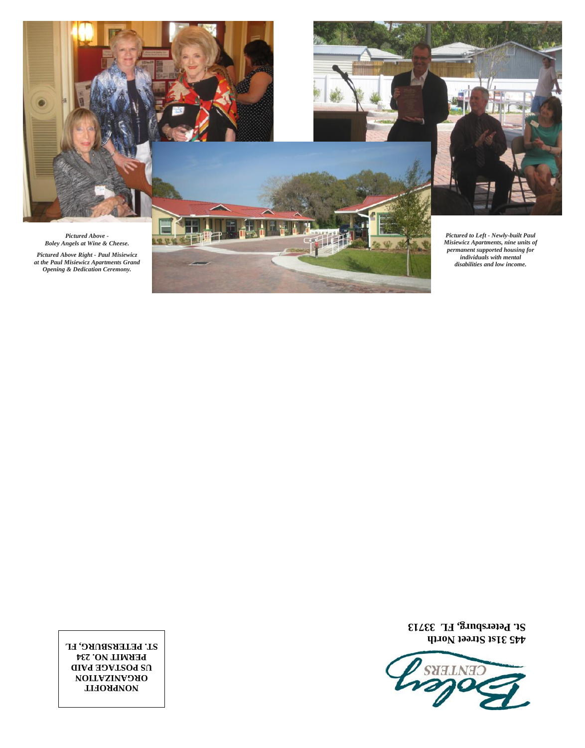*Pictured Above - Boley Angels at Wine & Cheese.*

*Pictured Above Right - Paul Misiewicz at the Paul Misiewicz Apartments Grand Opening & Dedication Ceremony.*

*Pictured to Left - Newly-built Paul Misiewicz Apartments, nine units of permanent supported housing for individuals with mental disabilities and low income.*

Boley CENTERS

445 31st Street North
St. Petersburg, FL 33713

NONPROFIT
ORGANIZATION
US POSTAGE PAID
PERMIT NO. 234
ST. PETERSBURG, FL